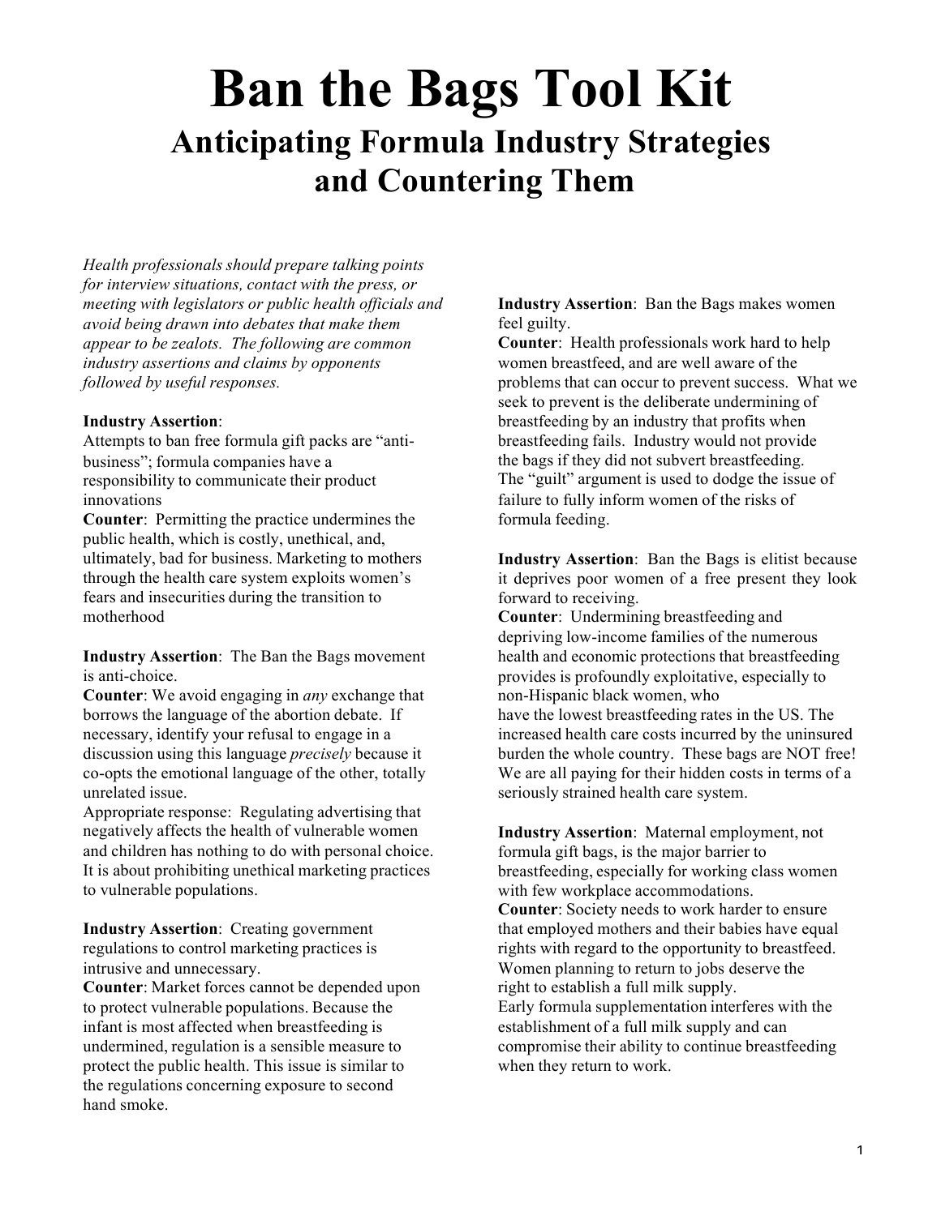# Ban the Bags Tool Kit

## Anticipating Formula Industry Strategies and Countering Them

*Health professionals should prepare talking points for interview situations, contact with the press, or meeting with legislators or public health officials and avoid being drawn into debates that make them appear to be zealots. The following are common industry assertions and claims by opponents followed by useful responses.*

**Industry Assertion**:
Attempts to ban free formula gift packs are "anti-business"; formula companies have a responsibility to communicate their product innovations
**Counter**: Permitting the practice undermines the public health, which is costly, unethical, and, ultimately, bad for business. Marketing to mothers through the health care system exploits women's fears and insecurities during the transition to motherhood

**Industry Assertion**: The Ban the Bags movement is anti-choice.
**Counter**: We avoid engaging in *any* exchange that borrows the language of the abortion debate. If necessary, identify your refusal to engage in a discussion using this language *precisely* because it co-opts the emotional language of the other, totally unrelated issue.
Appropriate response: Regulating advertising that negatively affects the health of vulnerable women and children has nothing to do with personal choice. It is about prohibiting unethical marketing practices to vulnerable populations.

**Industry Assertion**: Creating government regulations to control marketing practices is intrusive and unnecessary.
**Counter**: Market forces cannot be depended upon to protect vulnerable populations. Because the infant is most affected when breastfeeding is undermined, regulation is a sensible measure to protect the public health. This issue is similar to the regulations concerning exposure to second hand smoke.

**Industry Assertion**: Ban the Bags makes women feel guilty.
**Counter**: Health professionals work hard to help women breastfeed, and are well aware of the problems that can occur to prevent success. What we seek to prevent is the deliberate undermining of breastfeeding by an industry that profits when breastfeeding fails. Industry would not provide the bags if they did not subvert breastfeeding. The "guilt" argument is used to dodge the issue of failure to fully inform women of the risks of formula feeding.

**Industry Assertion**: Ban the Bags is elitist because it deprives poor women of a free present they look forward to receiving.
**Counter**: Undermining breastfeeding and depriving low-income families of the numerous health and economic protections that breastfeeding provides is profoundly exploitative, especially to non-Hispanic black women, who have the lowest breastfeeding rates in the US. The increased health care costs incurred by the uninsured burden the whole country. These bags are NOT free! We are all paying for their hidden costs in terms of a seriously strained health care system.

**Industry Assertion**: Maternal employment, not formula gift bags, is the major barrier to breastfeeding, especially for working class women with few workplace accommodations.
**Counter**: Society needs to work harder to ensure that employed mothers and their babies have equal rights with regard to the opportunity to breastfeed. Women planning to return to jobs deserve the right to establish a full milk supply.
Early formula supplementation interferes with the establishment of a full milk supply and can compromise their ability to continue breastfeeding when they return to work.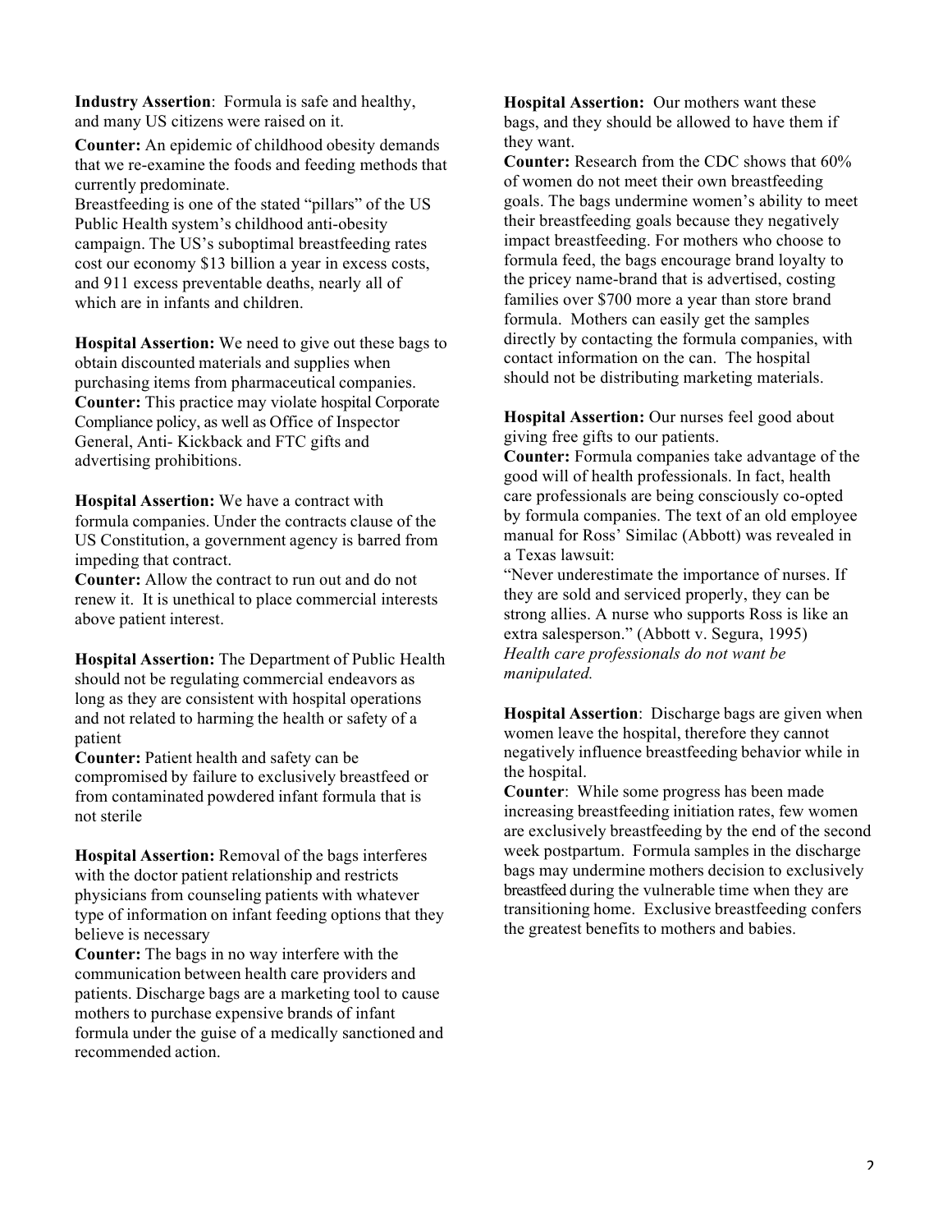**Industry Assertion**: Formula is safe and healthy, and many US citizens were raised on it.

**Counter:** An epidemic of childhood obesity demands that we re-examine the foods and feeding methods that currently predominate.
Breastfeeding is one of the stated "pillars" of the US Public Health system's childhood anti-obesity campaign. The US's suboptimal breastfeeding rates cost our economy $13 billion a year in excess costs, and 911 excess preventable deaths, nearly all of which are in infants and children.

**Hospital Assertion:** We need to give out these bags to obtain discounted materials and supplies when purchasing items from pharmaceutical companies.
**Counter:** This practice may violate hospital Corporate Compliance policy, as well as Office of Inspector General, Anti- Kickback and FTC gifts and advertising prohibitions.

**Hospital Assertion:** We have a contract with formula companies. Under the contracts clause of the US Constitution, a government agency is barred from impeding that contract.
**Counter:** Allow the contract to run out and do not renew it. It is unethical to place commercial interests above patient interest.

**Hospital Assertion:** The Department of Public Health should not be regulating commercial endeavors as long as they are consistent with hospital operations and not related to harming the health or safety of a patient
**Counter:** Patient health and safety can be compromised by failure to exclusively breastfeed or from contaminated powdered infant formula that is not sterile

**Hospital Assertion:** Removal of the bags interferes with the doctor patient relationship and restricts physicians from counseling patients with whatever type of information on infant feeding options that they believe is necessary
**Counter:** The bags in no way interfere with the communication between health care providers and patients. Discharge bags are a marketing tool to cause mothers to purchase expensive brands of infant formula under the guise of a medically sanctioned and recommended action.

**Hospital Assertion:** Our mothers want these bags, and they should be allowed to have them if they want.
**Counter:** Research from the CDC shows that 60% of women do not meet their own breastfeeding goals. The bags undermine women's ability to meet their breastfeeding goals because they negatively impact breastfeeding. For mothers who choose to formula feed, the bags encourage brand loyalty to the pricey name-brand that is advertised, costing families over $700 more a year than store brand formula. Mothers can easily get the samples directly by contacting the formula companies, with contact information on the can. The hospital should not be distributing marketing materials.

**Hospital Assertion:** Our nurses feel good about giving free gifts to our patients.
**Counter:** Formula companies take advantage of the good will of health professionals. In fact, health care professionals are being consciously co-opted by formula companies. The text of an old employee manual for Ross' Similac (Abbott) was revealed in a Texas lawsuit:
"Never underestimate the importance of nurses. If they are sold and serviced properly, they can be strong allies. A nurse who supports Ross is like an extra salesperson." (Abbott v. Segura, 1995)
*Health care professionals do not want be manipulated.*

**Hospital Assertion**: Discharge bags are given when women leave the hospital, therefore they cannot negatively influence breastfeeding behavior while in the hospital.
**Counter**: While some progress has been made increasing breastfeeding initiation rates, few women are exclusively breastfeeding by the end of the second week postpartum. Formula samples in the discharge bags may undermine mothers decision to exclusively breastfeed during the vulnerable time when they are transitioning home. Exclusive breastfeeding confers the greatest benefits to mothers and babies.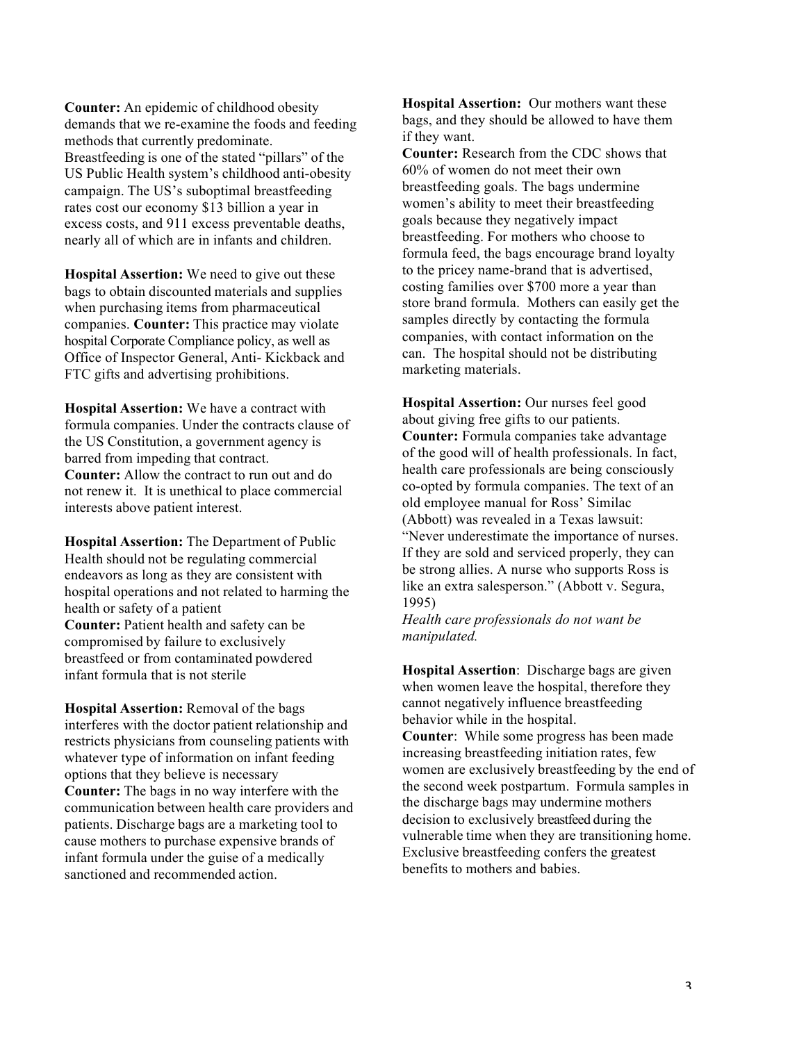**Counter:** An epidemic of childhood obesity demands that we re-examine the foods and feeding methods that currently predominate. Breastfeeding is one of the stated "pillars" of the US Public Health system's childhood anti-obesity campaign. The US's suboptimal breastfeeding rates cost our economy $13 billion a year in excess costs, and 911 excess preventable deaths, nearly all of which are in infants and children.

**Hospital Assertion:** We need to give out these bags to obtain discounted materials and supplies when purchasing items from pharmaceutical companies. **Counter:** This practice may violate hospital Corporate Compliance policy, as well as Office of Inspector General, Anti- Kickback and FTC gifts and advertising prohibitions.

**Hospital Assertion:** We have a contract with formula companies. Under the contracts clause of the US Constitution, a government agency is barred from impeding that contract.
**Counter:** Allow the contract to run out and do not renew it. It is unethical to place commercial interests above patient interest.

**Hospital Assertion:** The Department of Public Health should not be regulating commercial endeavors as long as they are consistent with hospital operations and not related to harming the health or safety of a patient
**Counter:** Patient health and safety can be compromised by failure to exclusively breastfeed or from contaminated powdered infant formula that is not sterile

**Hospital Assertion:** Removal of the bags interferes with the doctor patient relationship and restricts physicians from counseling patients with whatever type of information on infant feeding options that they believe is necessary
**Counter:** The bags in no way interfere with the communication between health care providers and patients. Discharge bags are a marketing tool to cause mothers to purchase expensive brands of infant formula under the guise of a medically sanctioned and recommended action.

**Hospital Assertion:** Our mothers want these bags, and they should be allowed to have them if they want.
**Counter:** Research from the CDC shows that 60% of women do not meet their own breastfeeding goals. The bags undermine women's ability to meet their breastfeeding goals because they negatively impact breastfeeding. For mothers who choose to formula feed, the bags encourage brand loyalty to the pricey name-brand that is advertised, costing families over $700 more a year than store brand formula. Mothers can easily get the samples directly by contacting the formula companies, with contact information on the can. The hospital should not be distributing marketing materials.

**Hospital Assertion:** Our nurses feel good about giving free gifts to our patients.
**Counter:** Formula companies take advantage of the good will of health professionals. In fact, health care professionals are being consciously co-opted by formula companies. The text of an old employee manual for Ross' Similac (Abbott) was revealed in a Texas lawsuit: "Never underestimate the importance of nurses. If they are sold and serviced properly, they can be strong allies. A nurse who supports Ross is like an extra salesperson." (Abbott v. Segura, 1995)
*Health care professionals do not want be manipulated.*

**Hospital Assertion**: Discharge bags are given when women leave the hospital, therefore they cannot negatively influence breastfeeding behavior while in the hospital.
**Counter**: While some progress has been made increasing breastfeeding initiation rates, few women are exclusively breastfeeding by the end of the second week postpartum. Formula samples in the discharge bags may undermine mothers decision to exclusively breastfeed during the vulnerable time when they are transitioning home. Exclusive breastfeeding confers the greatest benefits to mothers and babies.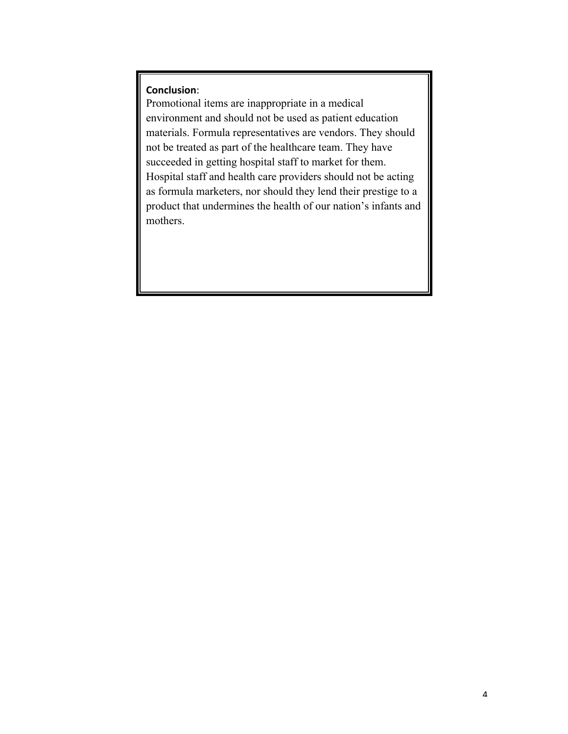**Conclusion**:
Promotional items are inappropriate in a medical environment and should not be used as patient education materials. Formula representatives are vendors. They should not be treated as part of the healthcare team. They have succeeded in getting hospital staff to market for them. Hospital staff and health care providers should not be acting as formula marketers, nor should they lend their prestige to a product that undermines the health of our nation's infants and mothers.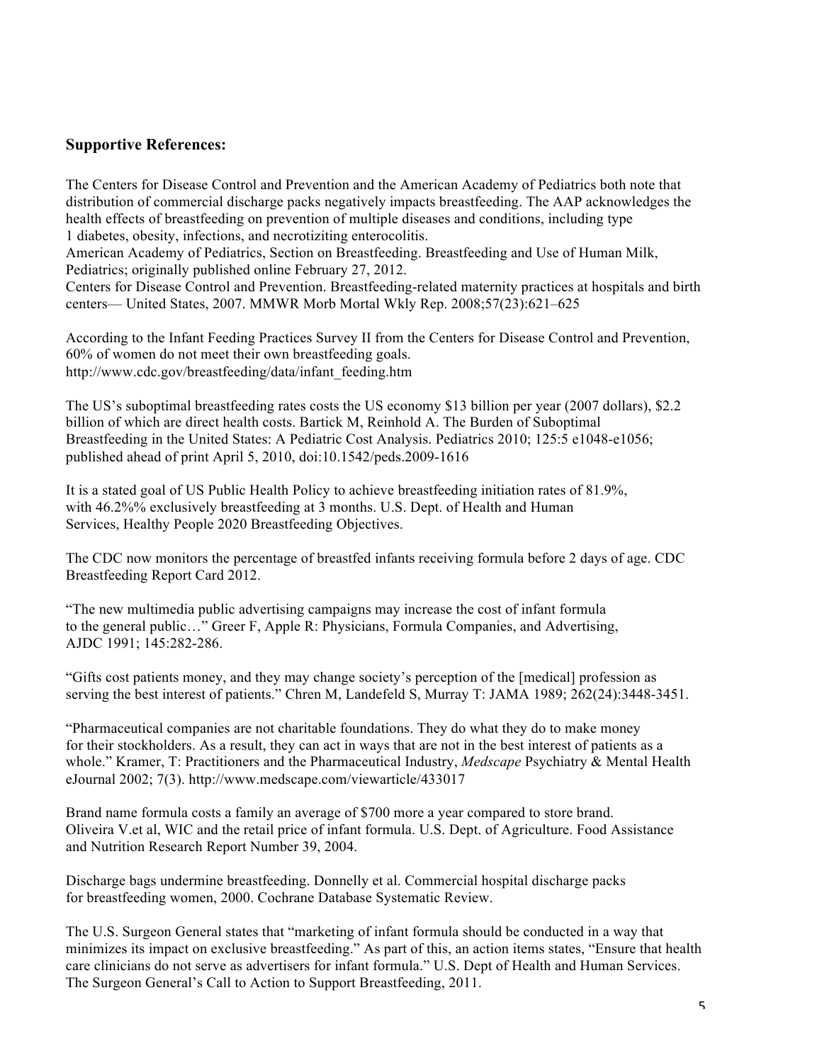## Supportive References:

The Centers for Disease Control and Prevention and the American Academy of Pediatrics both note that distribution of commercial discharge packs negatively impacts breastfeeding. The AAP acknowledges the health effects of breastfeeding on prevention of multiple diseases and conditions, including type 1 diabetes, obesity, infections, and necrotiziting enterocolitis.
American Academy of Pediatrics, Section on Breastfeeding. Breastfeeding and Use of Human Milk, Pediatrics; originally published online February 27, 2012.
Centers for Disease Control and Prevention. Breastfeeding-related maternity practices at hospitals and birth centers— United States, 2007. MMWR Morb Mortal Wkly Rep. 2008;57(23):621–625

According to the Infant Feeding Practices Survey II from the Centers for Disease Control and Prevention, 60% of women do not meet their own breastfeeding goals.
http://www.cdc.gov/breastfeeding/data/infant_feeding.htm

The US's suboptimal breastfeeding rates costs the US economy $13 billion per year (2007 dollars), $2.2 billion of which are direct health costs. Bartick M, Reinhold A. The Burden of Suboptimal Breastfeeding in the United States: A Pediatric Cost Analysis. Pediatrics 2010; 125:5 e1048-e1056; published ahead of print April 5, 2010, doi:10.1542/peds.2009-1616

It is a stated goal of US Public Health Policy to achieve breastfeeding initiation rates of 81.9%, with 46.2%% exclusively breastfeeding at 3 months. U.S. Dept. of Health and Human Services, Healthy People 2020 Breastfeeding Objectives.

The CDC now monitors the percentage of breastfed infants receiving formula before 2 days of age. CDC Breastfeeding Report Card 2012.

"The new multimedia public advertising campaigns may increase the cost of infant formula to the general public…" Greer F, Apple R: Physicians, Formula Companies, and Advertising, AJDC 1991; 145:282-286.

"Gifts cost patients money, and they may change society's perception of the [medical] profession as serving the best interest of patients." Chren M, Landefeld S, Murray T: JAMA 1989; 262(24):3448-3451.

"Pharmaceutical companies are not charitable foundations. They do what they do to make money for their stockholders. As a result, they can act in ways that are not in the best interest of patients as a whole." Kramer, T: Practitioners and the Pharmaceutical Industry, *Medscape* Psychiatry & Mental Health eJournal 2002; 7(3). http://www.medscape.com/viewarticle/433017

Brand name formula costs a family an average of $700 more a year compared to store brand. Oliveira V.et al, WIC and the retail price of infant formula. U.S. Dept. of Agriculture. Food Assistance and Nutrition Research Report Number 39, 2004.

Discharge bags undermine breastfeeding. Donnelly et al. Commercial hospital discharge packs for breastfeeding women, 2000. Cochrane Database Systematic Review.

The U.S. Surgeon General states that "marketing of infant formula should be conducted in a way that minimizes its impact on exclusive breastfeeding." As part of this, an action items states, "Ensure that health care clinicians do not serve as advertisers for infant formula." U.S. Dept of Health and Human Services. The Surgeon General's Call to Action to Support Breastfeeding, 2011.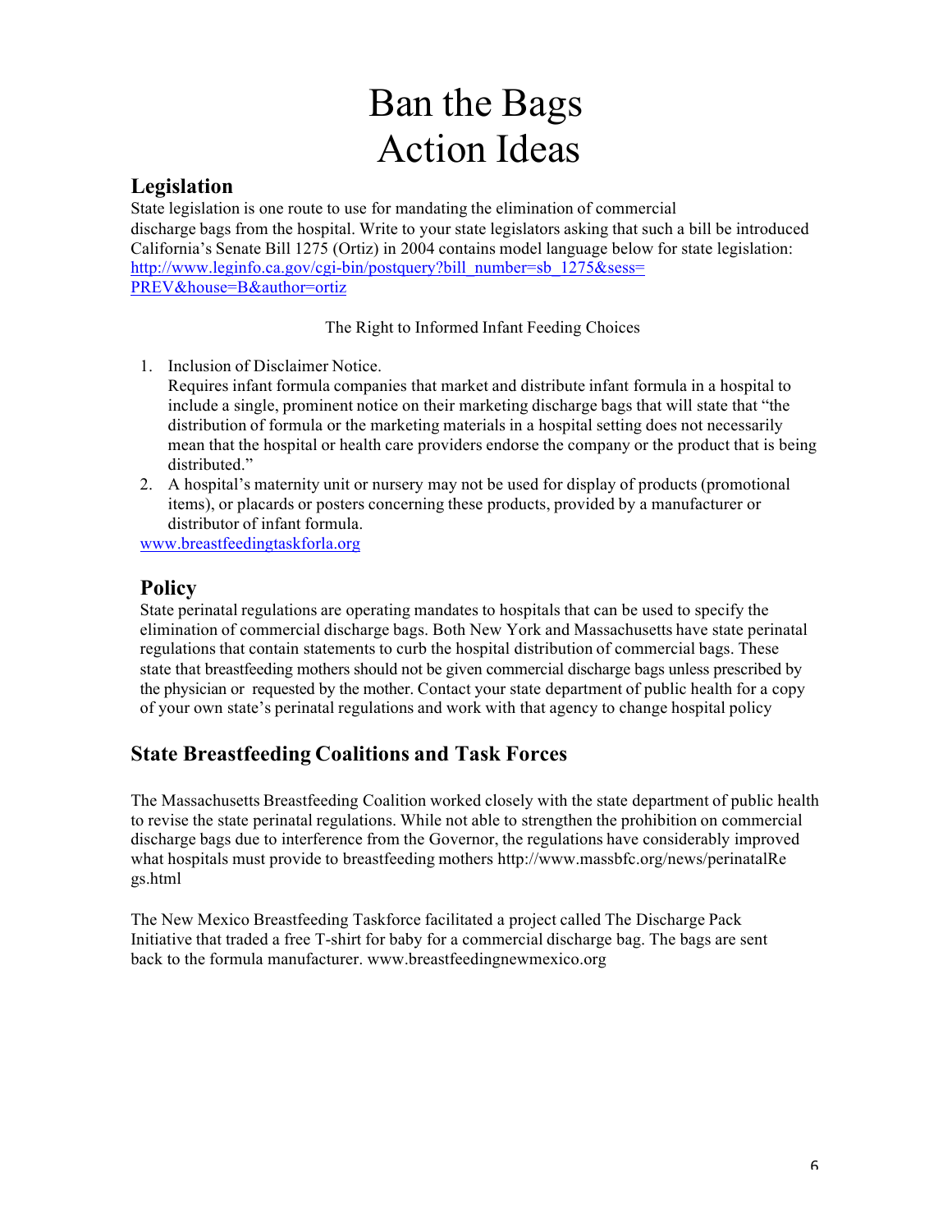# Ban the Bags Action Ideas

## Legislation

State legislation is one route to use for mandating the elimination of commercial discharge bags from the hospital. Write to your state legislators asking that such a bill be introduced California's Senate Bill 1275 (Ortiz) in 2004 contains model language below for state legislation: [http://www.leginfo.ca.gov/cgi-bin/postquery?bill_number=sb_1275&sess=PREV&house=B&author=ortiz](http://www.leginfo.ca.gov/cgi-bin/postquery?bill_number=sb_1275&sess=PREV&house=B&author=ortiz)

The Right to Informed Infant Feeding Choices

1. Inclusion of Disclaimer Notice.
   Requires infant formula companies that market and distribute infant formula in a hospital to include a single, prominent notice on their marketing discharge bags that will state that "the distribution of formula or the marketing materials in a hospital setting does not necessarily mean that the hospital or health care providers endorse the company or the product that is being distributed."
2. A hospital's maternity unit or nursery may not be used for display of products (promotional items), or placards or posters concerning these products, provided by a manufacturer or distributor of infant formula.

[www.breastfeedingtaskforla.org](www.breastfeedingtaskforla.org)

## Policy

State perinatal regulations are operating mandates to hospitals that can be used to specify the elimination of commercial discharge bags. Both New York and Massachusetts have state perinatal regulations that contain statements to curb the hospital distribution of commercial bags. These state that breastfeeding mothers should not be given commercial discharge bags unless prescribed by the physician or requested by the mother. Contact your state department of public health for a copy of your own state's perinatal regulations and work with that agency to change hospital policy

## State Breastfeeding Coalitions and Task Forces

The Massachusetts Breastfeeding Coalition worked closely with the state department of public health to revise the state perinatal regulations. While not able to strengthen the prohibition on commercial discharge bags due to interference from the Governor, the regulations have considerably improved what hospitals must provide to breastfeeding mothers http://www.massbfc.org/news/perinatalRegs.html

The New Mexico Breastfeeding Taskforce facilitated a project called The Discharge Pack Initiative that traded a free T-shirt for baby for a commercial discharge bag. The bags are sent back to the formula manufacturer. www.breastfeedingnewmexico.org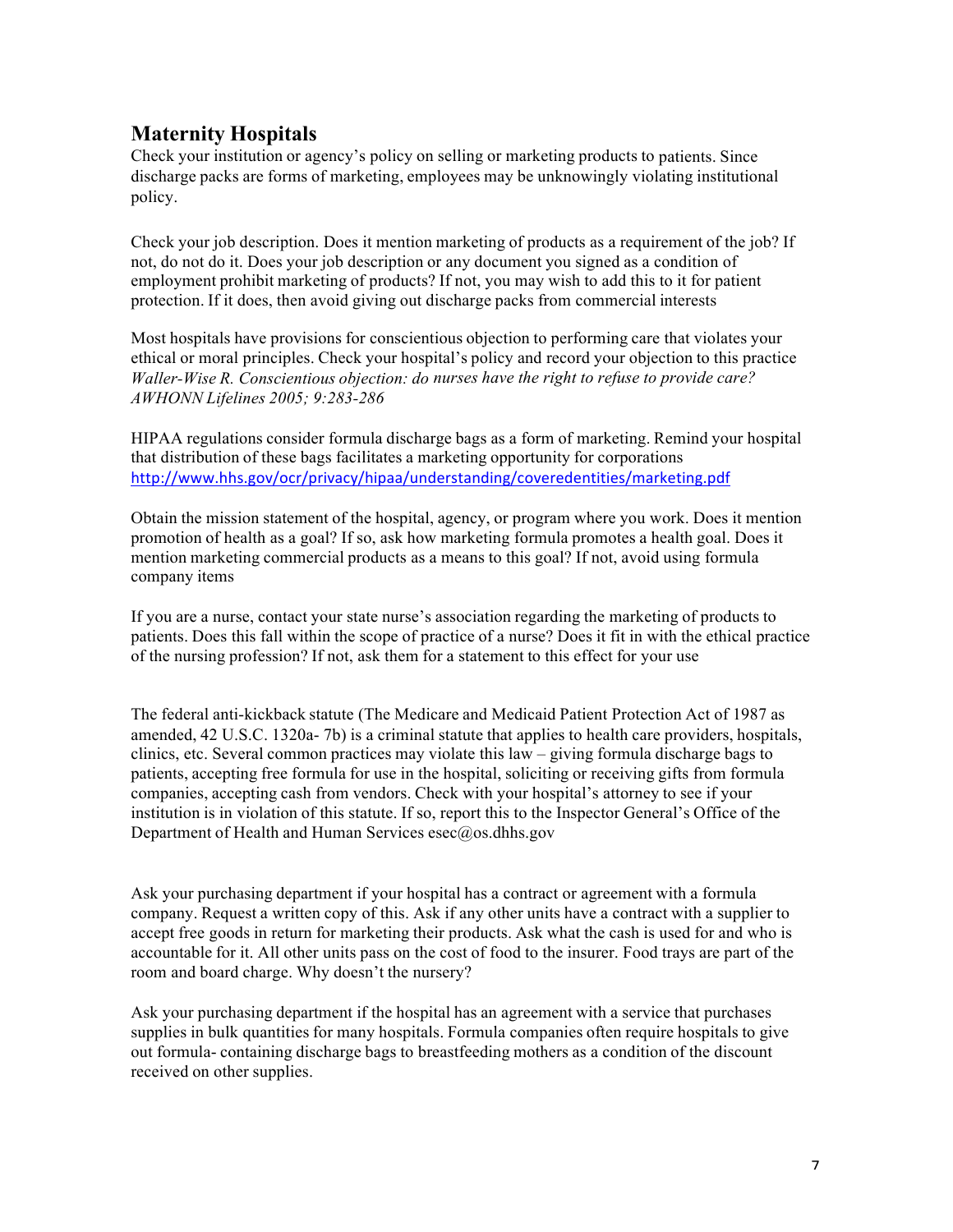## Maternity Hospitals

Check your institution or agency's policy on selling or marketing products to patients. Since discharge packs are forms of marketing, employees may be unknowingly violating institutional policy.

Check your job description. Does it mention marketing of products as a requirement of the job? If not, do not do it. Does your job description or any document you signed as a condition of employment prohibit marketing of products? If not, you may wish to add this to it for patient protection. If it does, then avoid giving out discharge packs from commercial interests

Most hospitals have provisions for conscientious objection to performing care that violates your ethical or moral principles. Check your hospital's policy and record your objection to this practice *Waller-Wise R. Conscientious objection: do nurses have the right to refuse to provide care? AWHONN Lifelines 2005; 9:283-286*

HIPAA regulations consider formula discharge bags as a form of marketing. Remind your hospital that distribution of these bags facilitates a marketing opportunity for corporations http://www.hhs.gov/ocr/privacy/hipaa/understanding/coveredentities/marketing.pdf

Obtain the mission statement of the hospital, agency, or program where you work. Does it mention promotion of health as a goal? If so, ask how marketing formula promotes a health goal. Does it mention marketing commercial products as a means to this goal? If not, avoid using formula company items

If you are a nurse, contact your state nurse's association regarding the marketing of products to patients. Does this fall within the scope of practice of a nurse? Does it fit in with the ethical practice of the nursing profession? If not, ask them for a statement to this effect for your use

The federal anti-kickback statute (The Medicare and Medicaid Patient Protection Act of 1987 as amended, 42 U.S.C. 1320a- 7b) is a criminal statute that applies to health care providers, hospitals, clinics, etc. Several common practices may violate this law – giving formula discharge bags to patients, accepting free formula for use in the hospital, soliciting or receiving gifts from formula companies, accepting cash from vendors. Check with your hospital's attorney to see if your institution is in violation of this statute. If so, report this to the Inspector General's Office of the Department of Health and Human Services esec@os.dhhs.gov

Ask your purchasing department if your hospital has a contract or agreement with a formula company. Request a written copy of this. Ask if any other units have a contract with a supplier to accept free goods in return for marketing their products. Ask what the cash is used for and who is accountable for it. All other units pass on the cost of food to the insurer. Food trays are part of the room and board charge. Why doesn't the nursery?

Ask your purchasing department if the hospital has an agreement with a service that purchases supplies in bulk quantities for many hospitals. Formula companies often require hospitals to give out formula- containing discharge bags to breastfeeding mothers as a condition of the discount received on other supplies.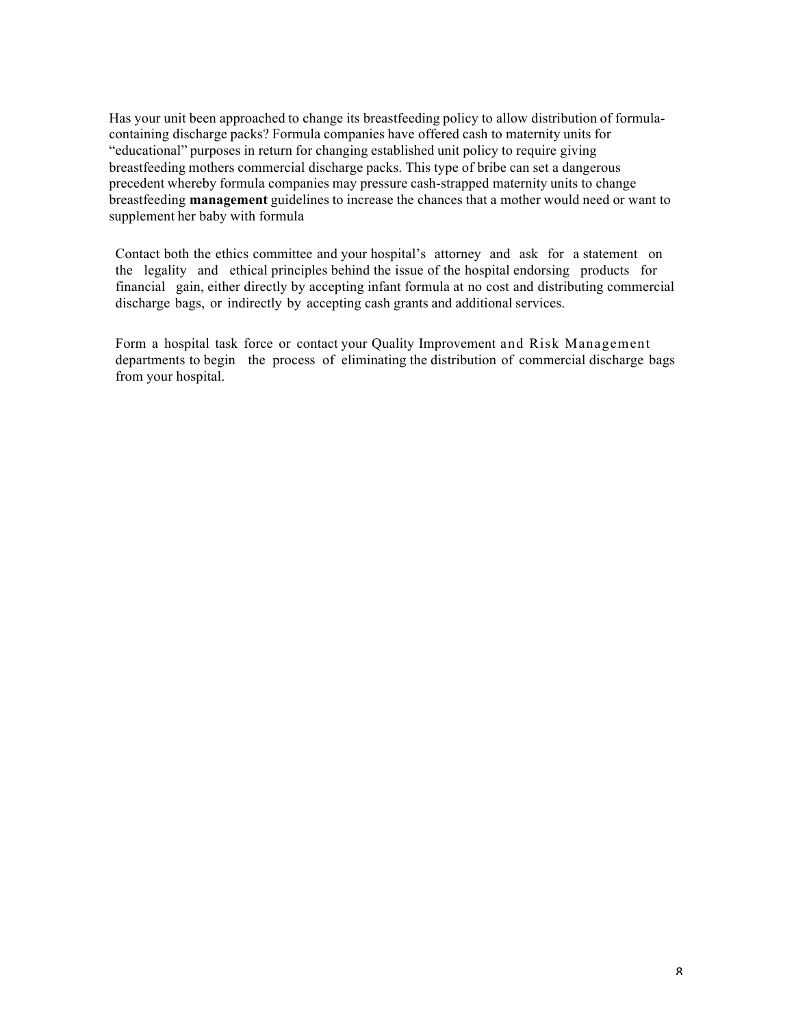Has your unit been approached to change its breastfeeding policy to allow distribution of formula-containing discharge packs? Formula companies have offered cash to maternity units for "educational" purposes in return for changing established unit policy to require giving breastfeeding mothers commercial discharge packs. This type of bribe can set a dangerous precedent whereby formula companies may pressure cash-strapped maternity units to change breastfeeding **management** guidelines to increase the chances that a mother would need or want to supplement her baby with formula

Contact both the ethics committee and your hospital's attorney and ask for a statement on the legality and ethical principles behind the issue of the hospital endorsing products for financial gain, either directly by accepting infant formula at no cost and distributing commercial discharge bags, or indirectly by accepting cash grants and additional services.

Form a hospital task force or contact your Quality Improvement and Risk Management departments to begin the process of eliminating the distribution of commercial discharge bags from your hospital.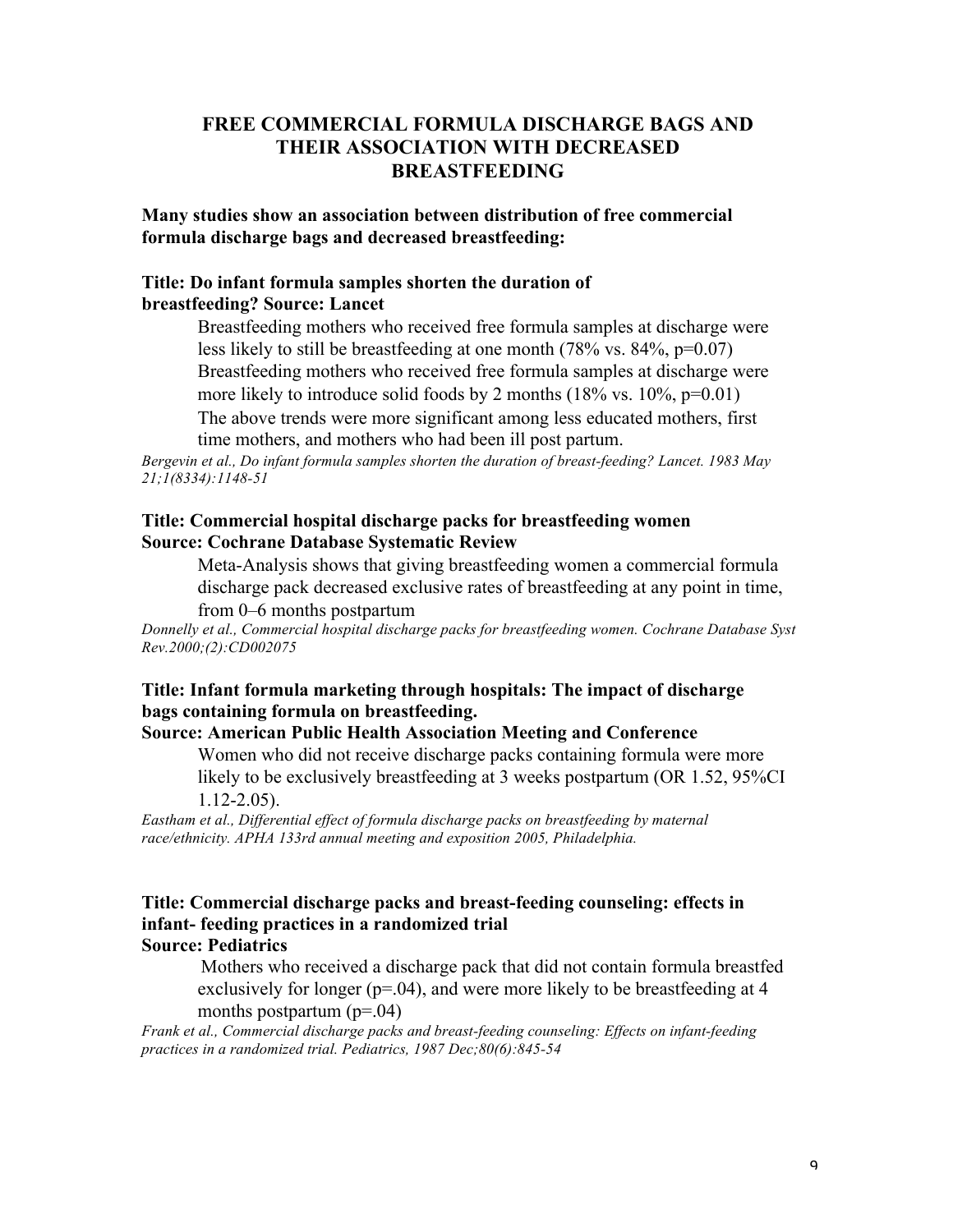# FREE COMMERCIAL FORMULA DISCHARGE BAGS AND THEIR ASSOCIATION WITH DECREASED BREASTFEEDING

**Many studies show an association between distribution of free commercial formula discharge bags and decreased breastfeeding:**

**Title: Do infant formula samples shorten the duration of breastfeeding? Source: Lancet**

Breastfeeding mothers who received free formula samples at discharge were less likely to still be breastfeeding at one month (78% vs. 84%, $p=0.07$)

Breastfeeding mothers who received free formula samples at discharge were more likely to introduce solid foods by 2 months (18% vs. 10%, $p=0.01$)

The above trends were more significant among less educated mothers, first time mothers, and mothers who had been ill post partum.

*Bergevin et al., Do infant formula samples shorten the duration of breast-feeding? Lancet. 1983 May 21;1(8334):1148-51*

**Title: Commercial hospital discharge packs for breastfeeding women**
**Source: Cochrane Database Systematic Review**

Meta-Analysis shows that giving breastfeeding women a commercial formula discharge pack decreased exclusive rates of breastfeeding at any point in time, from 0–6 months postpartum

*Donnelly et al., Commercial hospital discharge packs for breastfeeding women. Cochrane Database Syst Rev.2000;(2):CD002075*

**Title: Infant formula marketing through hospitals: The impact of discharge bags containing formula on breastfeeding.**
**Source: American Public Health Association Meeting and Conference**

Women who did not receive discharge packs containing formula were more likely to be exclusively breastfeeding at 3 weeks postpartum (OR 1.52, 95%CI 1.12-2.05).

*Eastham et al., Differential effect of formula discharge packs on breastfeeding by maternal race/ethnicity. APHA 133rd annual meeting and exposition 2005, Philadelphia.*

**Title: Commercial discharge packs and breast-feeding counseling: effects in infant- feeding practices in a randomized trial**
**Source: Pediatrics**

Mothers who received a discharge pack that did not contain formula breastfed exclusively for longer ($p=.04$), and were more likely to be breastfeeding at 4 months postpartum ($p=.04$)

*Frank et al., Commercial discharge packs and breast-feeding counseling: Effects on infant-feeding practices in a randomized trial. Pediatrics, 1987 Dec;80(6):845-54*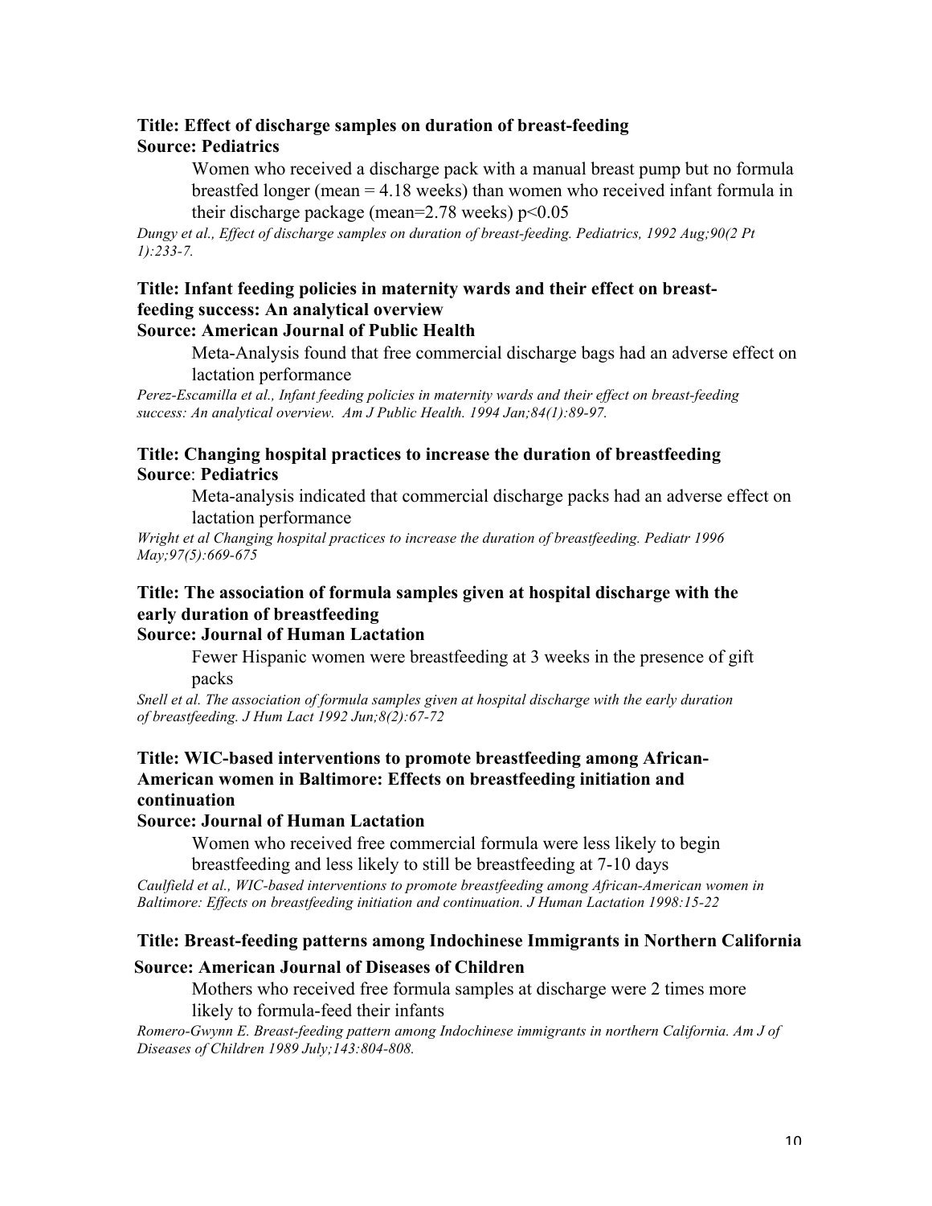**Title: Effect of discharge samples on duration of breast-feeding**
**Source: Pediatrics**

Women who received a discharge pack with a manual breast pump but no formula breastfed longer (mean = 4.18 weeks) than women who received infant formula in their discharge package (mean=2.78 weeks) $p<0.05$

*Dungy et al., Effect of discharge samples on duration of breast-feeding. Pediatrics, 1992 Aug;90(2 Pt 1):233-7.*

**Title: Infant feeding policies in maternity wards and their effect on breast-feeding success: An analytical overview**
**Source: American Journal of Public Health**

Meta-Analysis found that free commercial discharge bags had an adverse effect on lactation performance

*Perez-Escamilla et al., Infant feeding policies in maternity wards and their effect on breast-feeding success: An analytical overview. Am J Public Health. 1994 Jan;84(1):89-97.*

**Title: Changing hospital practices to increase the duration of breastfeeding**
**Source**: **Pediatrics**

Meta-analysis indicated that commercial discharge packs had an adverse effect on lactation performance

*Wright et al Changing hospital practices to increase the duration of breastfeeding. Pediatr 1996 May;97(5):669-675*

**Title: The association of formula samples given at hospital discharge with the early duration of breastfeeding**
**Source: Journal of Human Lactation**

Fewer Hispanic women were breastfeeding at 3 weeks in the presence of gift packs

*Snell et al. The association of formula samples given at hospital discharge with the early duration of breastfeeding. J Hum Lact 1992 Jun;8(2):67-72*

**Title: WIC-based interventions to promote breastfeeding among African-American women in Baltimore: Effects on breastfeeding initiation and continuation**
**Source: Journal of Human Lactation**

Women who received free commercial formula were less likely to begin breastfeeding and less likely to still be breastfeeding at 7-10 days

*Caulfield et al., WIC-based interventions to promote breastfeeding among African-American women in Baltimore: Effects on breastfeeding initiation and continuation. J Human Lactation 1998:15-22*

**Title: Breast-feeding patterns among Indochinese Immigrants in Northern California**
**Source: American Journal of Diseases of Children**

Mothers who received free formula samples at discharge were 2 times more likely to formula-feed their infants

*Romero-Gwynn E. Breast-feeding pattern among Indochinese immigrants in northern California. Am J of Diseases of Children 1989 July;143:804-808.*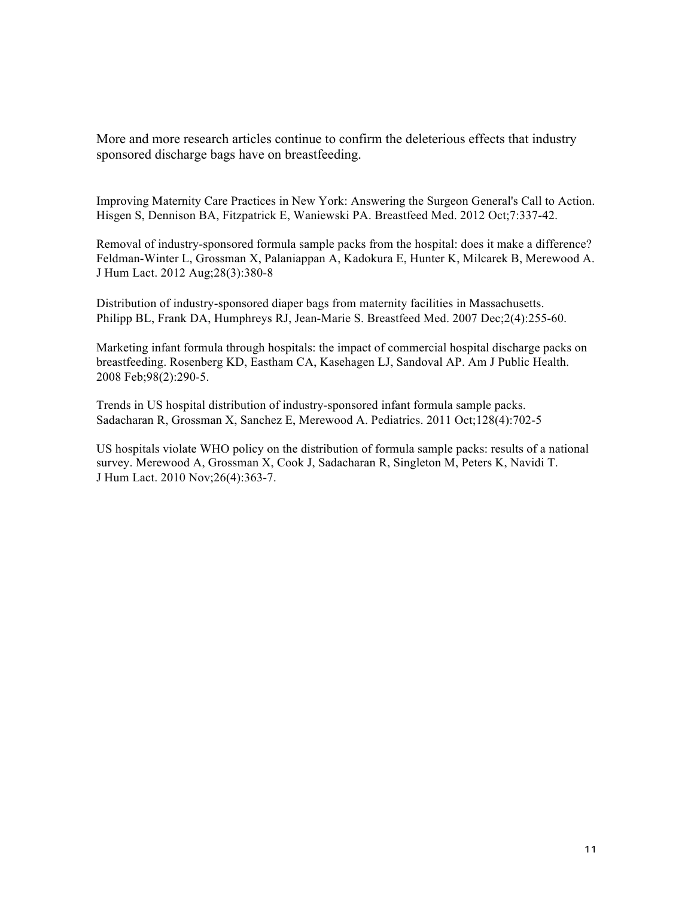More and more research articles continue to confirm the deleterious effects that industry sponsored discharge bags have on breastfeeding.

Improving Maternity Care Practices in New York: Answering the Surgeon General's Call to Action. Hisgen S, Dennison BA, Fitzpatrick E, Waniewski PA. Breastfeed Med. 2012 Oct;7:337-42.

Removal of industry-sponsored formula sample packs from the hospital: does it make a difference? Feldman-Winter L, Grossman X, Palaniappan A, Kadokura E, Hunter K, Milcarek B, Merewood A. J Hum Lact. 2012 Aug;28(3):380-8

Distribution of industry-sponsored diaper bags from maternity facilities in Massachusetts. Philipp BL, Frank DA, Humphreys RJ, Jean-Marie S. Breastfeed Med. 2007 Dec;2(4):255-60.

Marketing infant formula through hospitals: the impact of commercial hospital discharge packs on breastfeeding. Rosenberg KD, Eastham CA, Kasehagen LJ, Sandoval AP. Am J Public Health. 2008 Feb;98(2):290-5.

Trends in US hospital distribution of industry-sponsored infant formula sample packs. Sadacharan R, Grossman X, Sanchez E, Merewood A. Pediatrics. 2011 Oct;128(4):702-5

US hospitals violate WHO policy on the distribution of formula sample packs: results of a national survey. Merewood A, Grossman X, Cook J, Sadacharan R, Singleton M, Peters K, Navidi T. J Hum Lact. 2010 Nov;26(4):363-7.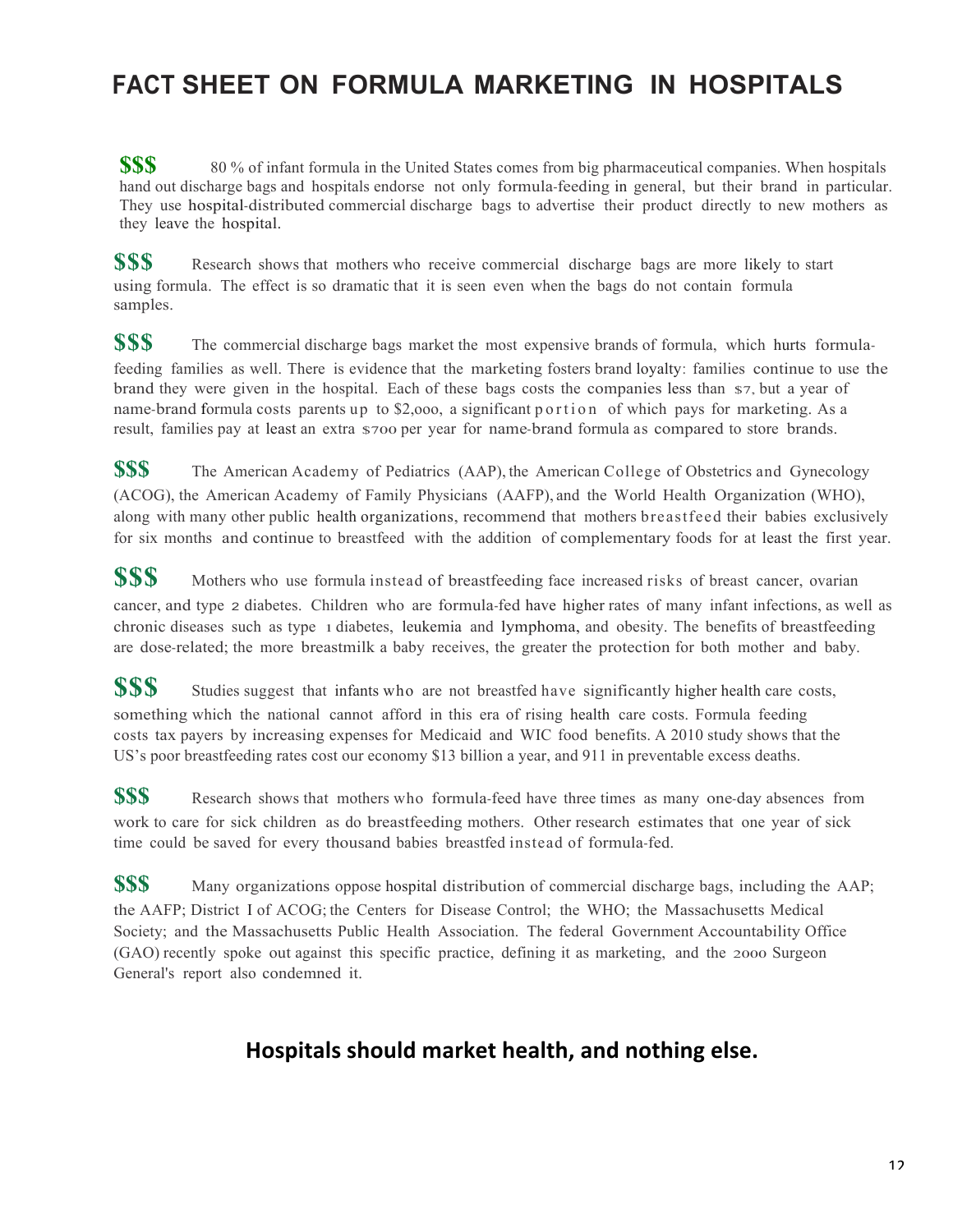# FACT SHEET ON FORMULA MARKETING IN HOSPITALS

**$$$** 80 % of infant formula in the United States comes from big pharmaceutical companies. When hospitals hand out discharge bags and hospitals endorse not only formula-feeding in general, but their brand in particular. They use hospital-distributed commercial discharge bags to advertise their product directly to new mothers as they leave the hospital.

**$$$** Research shows that mothers who receive commercial discharge bags are more likely to start using formula. The effect is so dramatic that it is seen even when the bags do not contain formula samples.

**$$$** The commercial discharge bags market the most expensive brands of formula, which hurts formula-feeding families as well. There is evidence that the marketing fosters brand loyalty: families continue to use the brand they were given in the hospital. Each of these bags costs the companies less than $7, but a year of name-brand formula costs parents up to $2,000, a significant portion of which pays for marketing. As a result, families pay at least an extra $700 per year for name-brand formula as compared to store brands.

**$$$** The American Academy of Pediatrics (AAP), the American College of Obstetrics and Gynecology (ACOG), the American Academy of Family Physicians (AAFP), and the World Health Organization (WHO), along with many other public health organizations, recommend that mothers breastfeed their babies exclusively for six months and continue to breastfeed with the addition of complementary foods for at least the first year.

**$$$** Mothers who use formula instead of breastfeeding face increased risks of breast cancer, ovarian cancer, and type 2 diabetes. Children who are formula-fed have higher rates of many infant infections, as well as chronic diseases such as type 1 diabetes, leukemia and lymphoma, and obesity. The benefits of breastfeeding are dose-related; the more breastmilk a baby receives, the greater the protection for both mother and baby.

**$$$** Studies suggest that infants who are not breastfed have significantly higher health care costs, something which the national cannot afford in this era of rising health care costs. Formula feeding costs tax payers by increasing expenses for Medicaid and WIC food benefits. A 2010 study shows that the US's poor breastfeeding rates cost our economy $13 billion a year, and 911 in preventable excess deaths.

**$$$** Research shows that mothers who formula-feed have three times as many one-day absences from work to care for sick children as do breastfeeding mothers. Other research estimates that one year of sick time could be saved for every thousand babies breastfed instead of formula-fed.

**$$$** Many organizations oppose hospital distribution of commercial discharge bags, including the AAP; the AAFP; District I of ACOG; the Centers for Disease Control; the WHO; the Massachusetts Medical Society; and the Massachusetts Public Health Association. The federal Government Accountability Office (GAO) recently spoke out against this specific practice, defining it as marketing, and the 2000 Surgeon General's report also condemned it.

**Hospitals should market health, and nothing else.**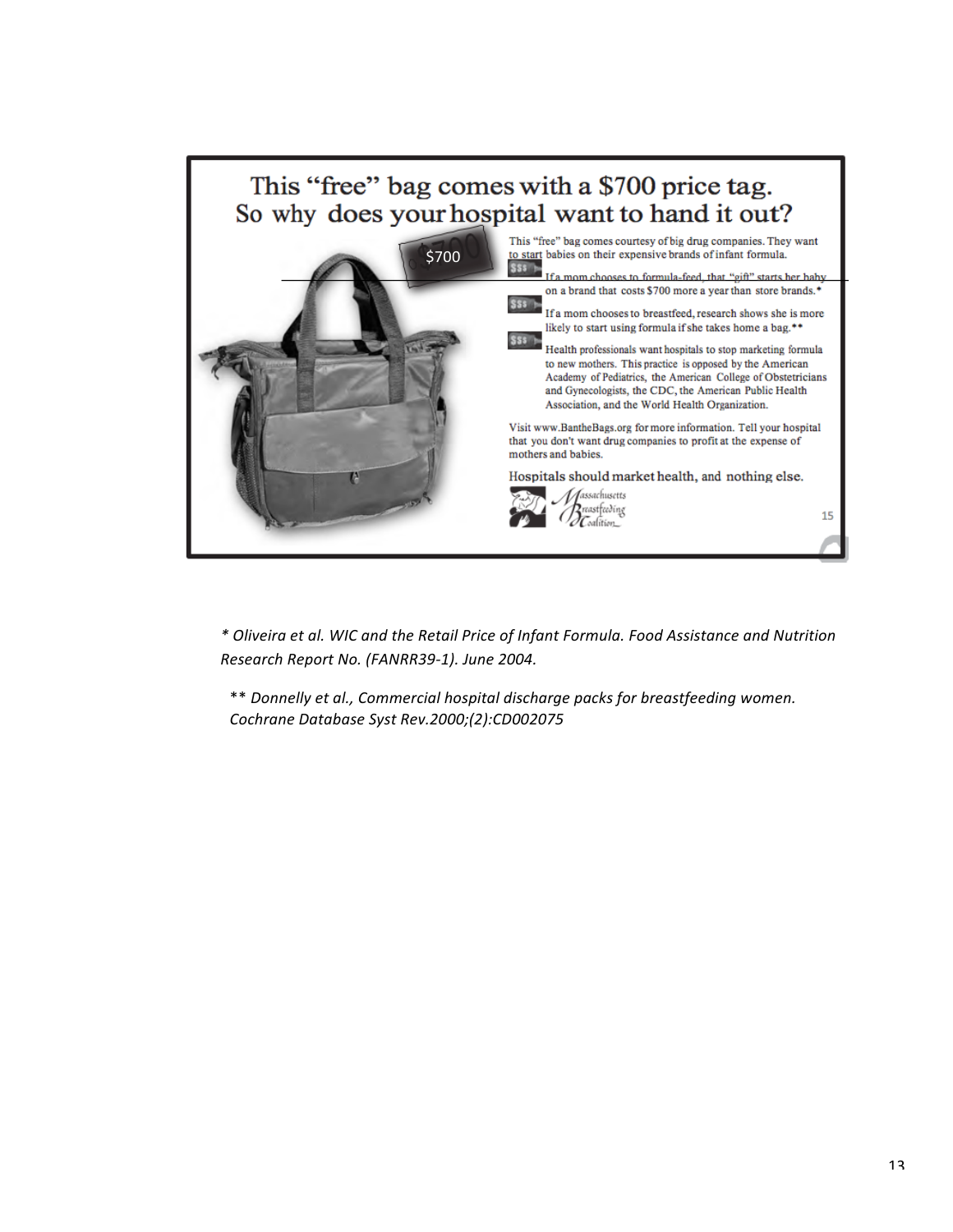# This "free" bag comes with a $700 price tag. So why does your hospital want to hand it out?

$700

This "free" bag comes courtesy of big drug companies. They want to start babies on their expensive brands of infant formula.

- If a mom chooses to formula-feed, that "gift" starts her baby on a brand that costs $700 more a year than store brands.*
- If a mom chooses to breastfeed, research shows she is more likely to start using formula if she takes home a bag.**
- Health professionals want hospitals to stop marketing formula to new mothers. This practice is opposed by the American Academy of Pediatrics, the American College of Obstetricians and Gynecologists, the CDC, the American Public Health Association, and the World Health Organization.

Visit www.BantheBags.org for more information. Tell your hospital that you don't want drug companies to profit at the expense of mothers and babies.

Hospitals should market health, and nothing else.

Massachusetts Breastfeeding Coalition

15

*\* Oliveira et al. WIC and the Retail Price of Infant Formula. Food Assistance and Nutrition Research Report No. (FANRR39-1). June 2004.*

\*\* *Donnelly et al., Commercial hospital discharge packs for breastfeeding women. Cochrane Database Syst Rev.2000;(2):CD002075*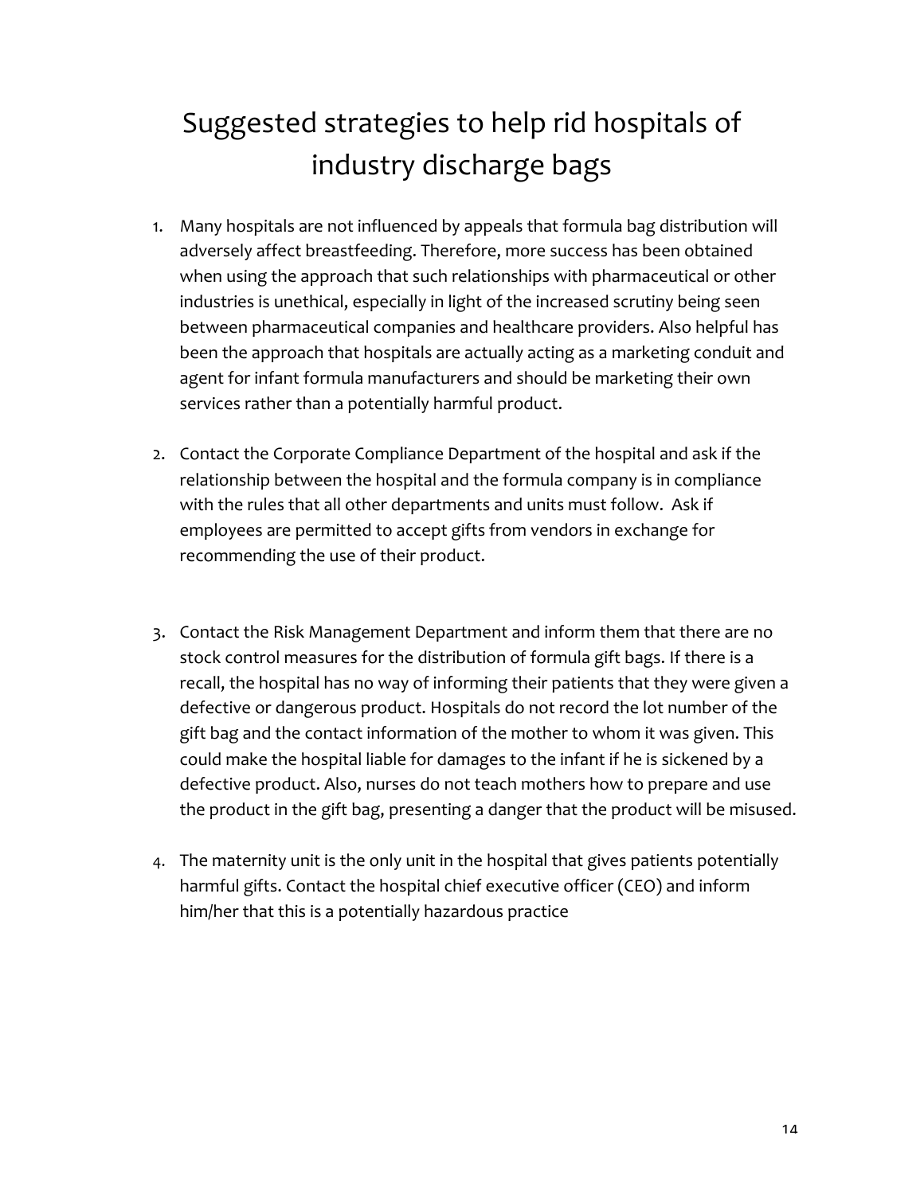# Suggested strategies to help rid hospitals of industry discharge bags

1. Many hospitals are not influenced by appeals that formula bag distribution will adversely affect breastfeeding. Therefore, more success has been obtained when using the approach that such relationships with pharmaceutical or other industries is unethical, especially in light of the increased scrutiny being seen between pharmaceutical companies and healthcare providers. Also helpful has been the approach that hospitals are actually acting as a marketing conduit and agent for infant formula manufacturers and should be marketing their own services rather than a potentially harmful product.

2. Contact the Corporate Compliance Department of the hospital and ask if the relationship between the hospital and the formula company is in compliance with the rules that all other departments and units must follow. Ask if employees are permitted to accept gifts from vendors in exchange for recommending the use of their product.

3. Contact the Risk Management Department and inform them that there are no stock control measures for the distribution of formula gift bags. If there is a recall, the hospital has no way of informing their patients that they were given a defective or dangerous product. Hospitals do not record the lot number of the gift bag and the contact information of the mother to whom it was given. This could make the hospital liable for damages to the infant if he is sickened by a defective product. Also, nurses do not teach mothers how to prepare and use the product in the gift bag, presenting a danger that the product will be misused.

4. The maternity unit is the only unit in the hospital that gives patients potentially harmful gifts. Contact the hospital chief executive officer (CEO) and inform him/her that this is a potentially hazardous practice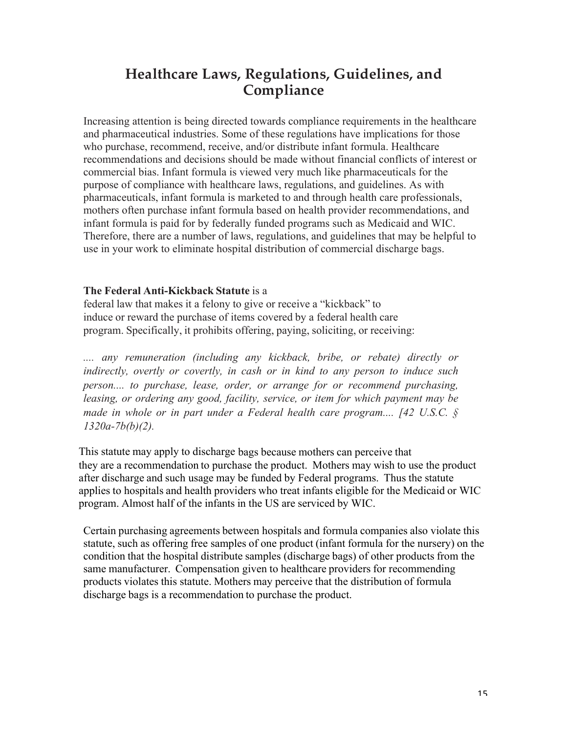# Healthcare Laws, Regulations, Guidelines, and Compliance

Increasing attention is being directed towards compliance requirements in the healthcare and pharmaceutical industries. Some of these regulations have implications for those who purchase, recommend, receive, and/or distribute infant formula. Healthcare recommendations and decisions should be made without financial conflicts of interest or commercial bias. Infant formula is viewed very much like pharmaceuticals for the purpose of compliance with healthcare laws, regulations, and guidelines. As with pharmaceuticals, infant formula is marketed to and through health care professionals, mothers often purchase infant formula based on health provider recommendations, and infant formula is paid for by federally funded programs such as Medicaid and WIC. Therefore, there are a number of laws, regulations, and guidelines that may be helpful to use in your work to eliminate hospital distribution of commercial discharge bags.

**The Federal Anti-Kickback Statute** is a federal law that makes it a felony to give or receive a "kickback" to induce or reward the purchase of items covered by a federal health care program. Specifically, it prohibits offering, paying, soliciting, or receiving:

*.... any remuneration (including any kickback, bribe, or rebate) directly or indirectly, overtly or covertly, in cash or in kind to any person to induce such person.... to purchase, lease, order, or arrange for or recommend purchasing, leasing, or ordering any good, facility, service, or item for which payment may be made in whole or in part under a Federal health care program.... [42 U.S.C. § 1320a-7b(b)(2).*

This statute may apply to discharge bags because mothers can perceive that they are a recommendation to purchase the product. Mothers may wish to use the product after discharge and such usage may be funded by Federal programs. Thus the statute applies to hospitals and health providers who treat infants eligible for the Medicaid or WIC program. Almost half of the infants in the US are serviced by WIC.

Certain purchasing agreements between hospitals and formula companies also violate this statute, such as offering free samples of one product (infant formula for the nursery) on the condition that the hospital distribute samples (discharge bags) of other products from the same manufacturer. Compensation given to healthcare providers for recommending products violates this statute. Mothers may perceive that the distribution of formula discharge bags is a recommendation to purchase the product.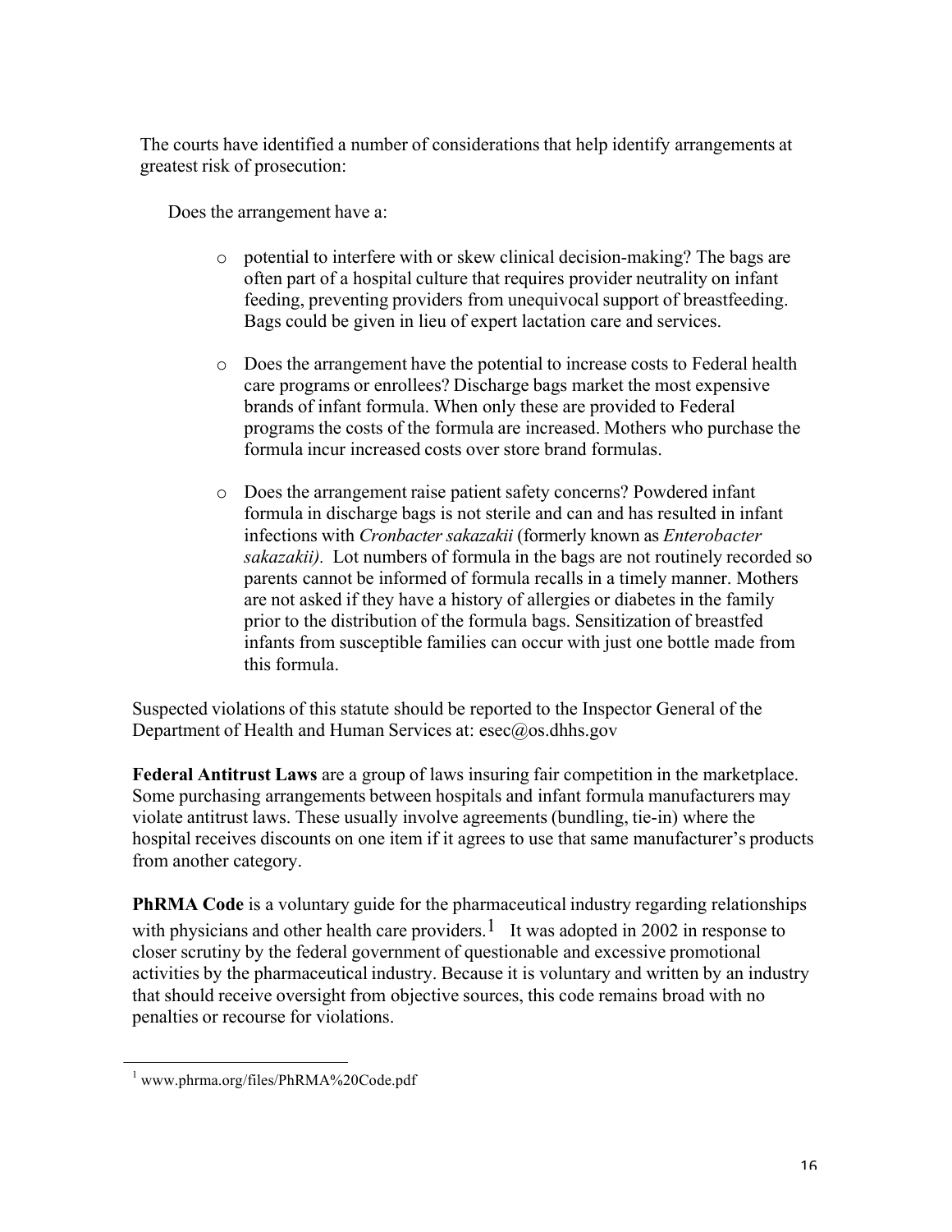The courts have identified a number of considerations that help identify arrangements at greatest risk of prosecution:

Does the arrangement have a:

- potential to interfere with or skew clinical decision-making? The bags are often part of a hospital culture that requires provider neutrality on infant feeding, preventing providers from unequivocal support of breastfeeding. Bags could be given in lieu of expert lactation care and services.

- Does the arrangement have the potential to increase costs to Federal health care programs or enrollees? Discharge bags market the most expensive brands of infant formula. When only these are provided to Federal programs the costs of the formula are increased. Mothers who purchase the formula incur increased costs over store brand formulas.

- Does the arrangement raise patient safety concerns? Powdered infant formula in discharge bags is not sterile and can and has resulted in infant infections with *Cronbacter sakazakii* (formerly known as *Enterobacter sakazakii).* Lot numbers of formula in the bags are not routinely recorded so parents cannot be informed of formula recalls in a timely manner. Mothers are not asked if they have a history of allergies or diabetes in the family prior to the distribution of the formula bags. Sensitization of breastfed infants from susceptible families can occur with just one bottle made from this formula.

Suspected violations of this statute should be reported to the Inspector General of the Department of Health and Human Services at: esec@os.dhhs.gov

**Federal Antitrust Laws** are a group of laws insuring fair competition in the marketplace. Some purchasing arrangements between hospitals and infant formula manufacturers may violate antitrust laws. These usually involve agreements (bundling, tie-in) where the hospital receives discounts on one item if it agrees to use that same manufacturer's products from another category.

**PhRMA Code** is a voluntary guide for the pharmaceutical industry regarding relationships with physicians and other health care providers.[1] It was adopted in 2002 in response to closer scrutiny by the federal government of questionable and excessive promotional activities by the pharmaceutical industry. Because it is voluntary and written by an industry that should receive oversight from objective sources, this code remains broad with no penalties or recourse for violations.

---

[1] www.phrma.org/files/PhRMA%20Code.pdf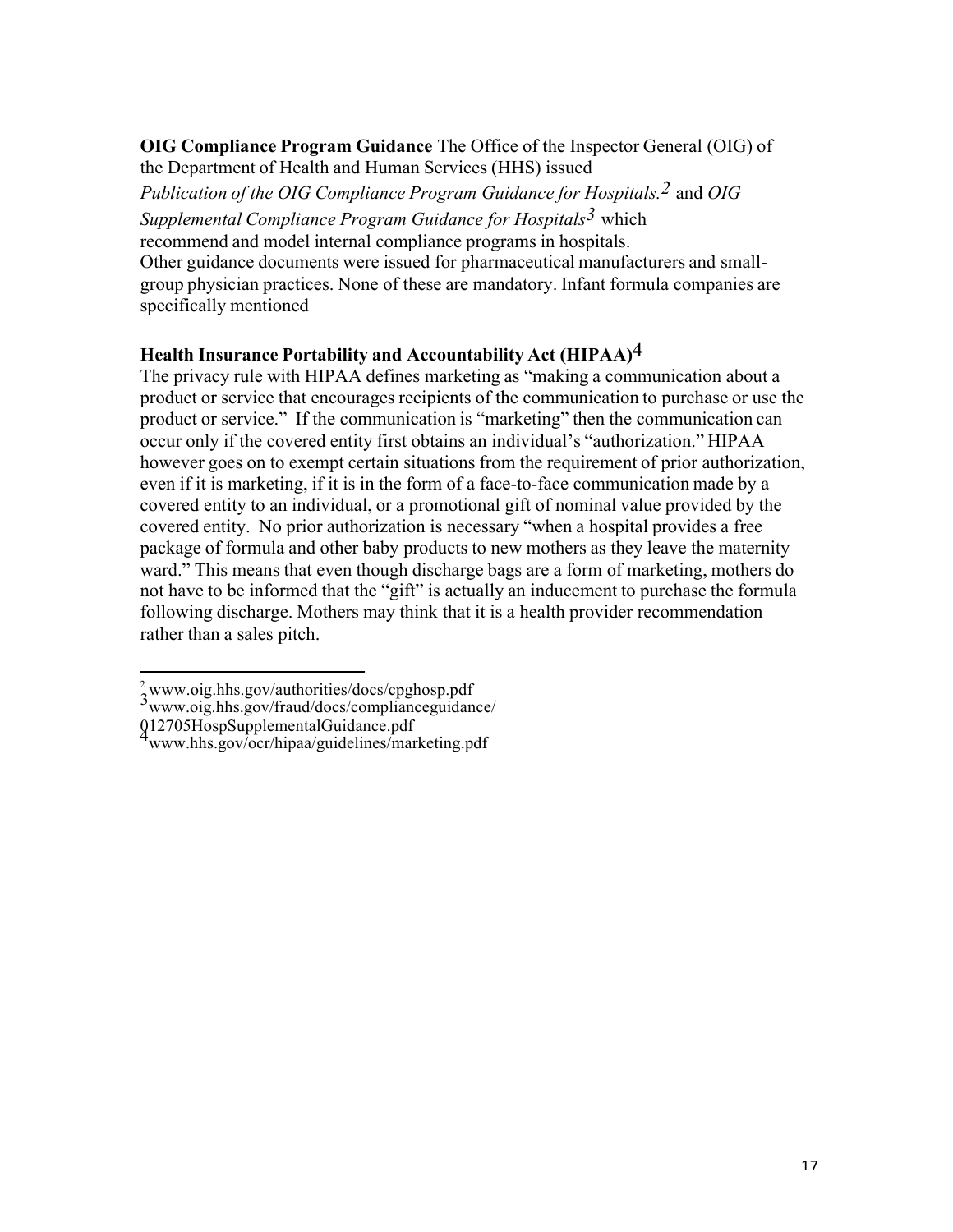**OIG Compliance Program Guidance** The Office of the Inspector General (OIG) of the Department of Health and Human Services (HHS) issued *Publication of the OIG Compliance Program Guidance for Hospitals.*[2] and *OIG Supplemental Compliance Program Guidance for Hospitals*[3] which recommend and model internal compliance programs in hospitals. Other guidance documents were issued for pharmaceutical manufacturers and small-group physician practices. None of these are mandatory. Infant formula companies are specifically mentioned

**Health Insurance Portability and Accountability Act (HIPAA)[4]**

The privacy rule with HIPAA defines marketing as "making a communication about a product or service that encourages recipients of the communication to purchase or use the product or service." If the communication is "marketing" then the communication can occur only if the covered entity first obtains an individual's "authorization." HIPAA however goes on to exempt certain situations from the requirement of prior authorization, even if it is marketing, if it is in the form of a face-to-face communication made by a covered entity to an individual, or a promotional gift of nominal value provided by the covered entity. No prior authorization is necessary "when a hospital provides a free package of formula and other baby products to new mothers as they leave the maternity ward." This means that even though discharge bags are a form of marketing, mothers do not have to be informed that the "gift" is actually an inducement to purchase the formula following discharge. Mothers may think that it is a health provider recommendation rather than a sales pitch.

---

[2] www.oig.hhs.gov/authorities/docs/cpghosp.pdf

[3] www.oig.hhs.gov/fraud/docs/complianceguidance/012705HospSupplementalGuidance.pdf

[4] www.hhs.gov/ocr/hipaa/guidelines/marketing.pdf